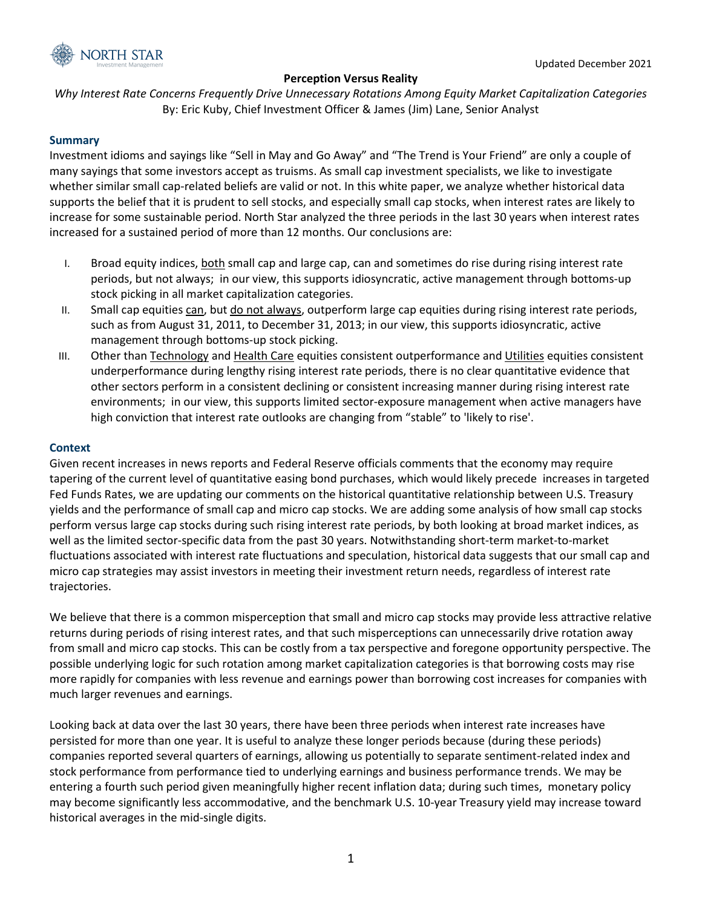Updated December 2021

# Perception Versus Reality

*Why Interest Rate Concerns Frequently Drive Unnecessary Rotations Among Equity Market Capitalization Categories*

By: Eric Kuby, Chief Investment Officer & James (Jim) Lane, Senior Analyst

## Summary

Investment idioms and sayings like "Sell in May and Go Away" and "The Trend is Your Friend" are only a couple of many sayings that some investors accept as truisms. As small cap investment specialists, we like to investigate whether similar small cap-related beliefs are valid or not. In this white paper, we analyze whether historical data supports the belief that it is prudent to sell stocks, and especially small cap stocks, when interest rates are likely to increase for some sustainable period. North Star analyzed the three periods in the last 30 years when interest rates increased for a sustained period of more than 12 months. Our conclusions are:

I. Broad equity indices, <u>both</u> small cap and large cap, can and sometimes do rise during rising interest rate periods, but not always; in our view, this supports idiosyncratic, active management through bottoms-up stock picking in all market capitalization categories.

II. Small cap equities <u>can</u>, but <u>do not always</u>, outperform large cap equities during rising interest rate periods, such as from August 31, 2011, to December 31, 2013; in our view, this supports idiosyncratic, active management through bottoms-up stock picking.

III. Other than <u>Technology</u> and <u>Health Care</u> equities consistent outperformance and <u>Utilities</u> equities consistent underperformance during lengthy rising interest rate periods, there is no clear quantitative evidence that other sectors perform in a consistent declining or consistent increasing manner during rising interest rate environments; in our view, this supports limited sector-exposure management when active managers have high conviction that interest rate outlooks are changing from "stable" to 'likely to rise'.

## Context

Given recent increases in news reports and Federal Reserve officials comments that the economy may require tapering of the current level of quantitative easing bond purchases, which would likely precede increases in targeted Fed Funds Rates, we are updating our comments on the historical quantitative relationship between U.S. Treasury yields and the performance of small cap and micro cap stocks. We are adding some analysis of how small cap stocks perform versus large cap stocks during such rising interest rate periods, by both looking at broad market indices, as well as the limited sector-specific data from the past 30 years. Notwithstanding short-term market-to-market fluctuations associated with interest rate fluctuations and speculation, historical data suggests that our small cap and micro cap strategies may assist investors in meeting their investment return needs, regardless of interest rate trajectories.

We believe that there is a common misperception that small and micro cap stocks may provide less attractive relative returns during periods of rising interest rates, and that such misperceptions can unnecessarily drive rotation away from small and micro cap stocks. This can be costly from a tax perspective and foregone opportunity perspective. The possible underlying logic for such rotation among market capitalization categories is that borrowing costs may rise more rapidly for companies with less revenue and earnings power than borrowing cost increases for companies with much larger revenues and earnings.

Looking back at data over the last 30 years, there have been three periods when interest rate increases have persisted for more than one year. It is useful to analyze these longer periods because (during these periods) companies reported several quarters of earnings, allowing us potentially to separate sentiment-related index and stock performance from performance tied to underlying earnings and business performance trends. We may be entering a fourth such period given meaningfully higher recent inflation data; during such times, monetary policy may become significantly less accommodative, and the benchmark U.S. 10-year Treasury yield may increase toward historical averages in the mid-single digits.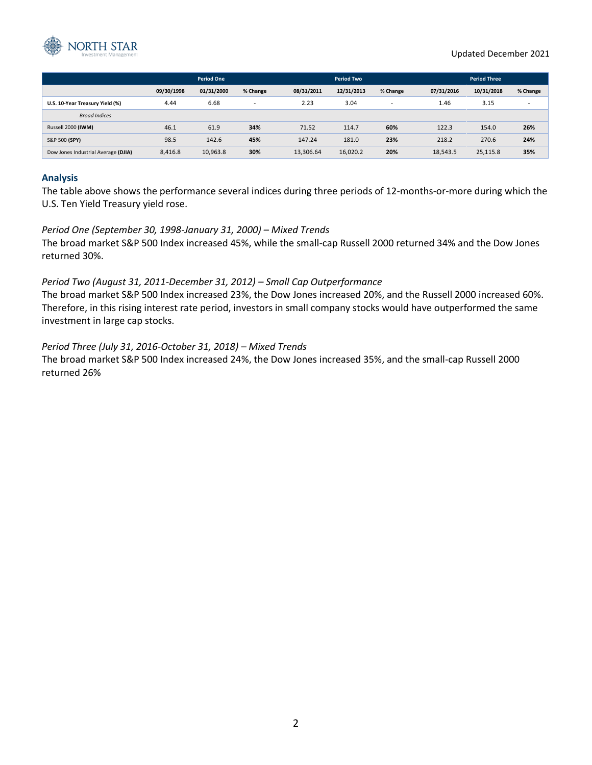| | Period One | | | Period Two | | | Period Three | | |
|---|---|---|---|---|---|---|---|---|---|
| | 09/30/1998 | 01/31/2000 | % Change | 08/31/2011 | 12/31/2013 | % Change | 07/31/2016 | 10/31/2018 | % Change |
| **U.S. 10-Year Treasury Yield (%)** | 4.44 | 6.68 | - | 2.23 | 3.04 | - | 1.46 | 3.15 | - |
| *Broad Indices* | | | | | | | | | |
| Russell 2000 **(IWM)** | 46.1 | 61.9 | **34%** | 71.52 | 114.7 | **60%** | 122.3 | 154.0 | **26%** |
| S&P 500 **(SPY)** | 98.5 | 142.6 | **45%** | 147.24 | 181.0 | **23%** | 218.2 | 270.6 | **24%** |
| Dow Jones Industrial Average **(DJIA)** | 8,416.8 | 10,963.8 | **30%** | 13,306.64 | 16,020.2 | **20%** | 18,543.5 | 25,115.8 | **35%** |

## Analysis

The table above shows the performance several indices during three periods of 12-months-or-more during which the U.S. Ten Yield Treasury yield rose.

*Period One (September 30, 1998-January 31, 2000) – Mixed Trends*

The broad market S&P 500 Index increased 45%, while the small-cap Russell 2000 returned 34% and the Dow Jones returned 30%.

*Period Two (August 31, 2011-December 31, 2012) – Small Cap Outperformance*

The broad market S&P 500 Index increased 23%, the Dow Jones increased 20%, and the Russell 2000 increased 60%. Therefore, in this rising interest rate period, investors in small company stocks would have outperformed the same investment in large cap stocks.

*Period Three (July 31, 2016-October 31, 2018) – Mixed Trends*

The broad market S&P 500 Index increased 24%, the Dow Jones increased 35%, and the small-cap Russell 2000 returned 26%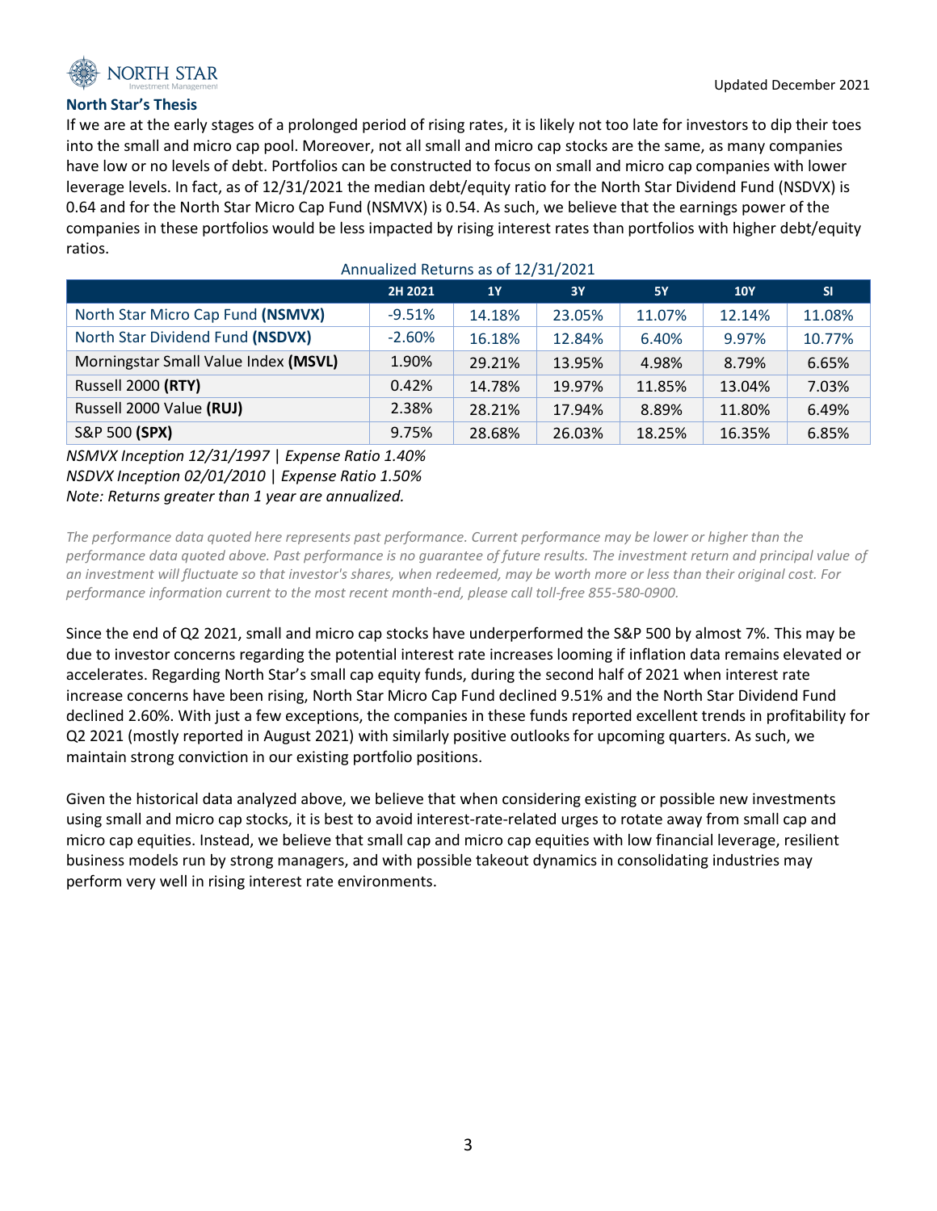## North Star's Thesis

If we are at the early stages of a prolonged period of rising rates, it is likely not too late for investors to dip their toes into the small and micro cap pool. Moreover, not all small and micro cap stocks are the same, as many companies have low or no levels of debt. Portfolios can be constructed to focus on small and micro cap companies with lower leverage levels. In fact, as of 12/31/2021 the median debt/equity ratio for the North Star Dividend Fund (NSDVX) is 0.64 and for the North Star Micro Cap Fund (NSMVX) is 0.54. As such, we believe that the earnings power of the companies in these portfolios would be less impacted by rising interest rates than portfolios with higher debt/equity ratios.

Annualized Returns as of 12/31/2021

| | 2H 2021 | 1Y | 3Y | 5Y | 10Y | SI |
|---|---|---|---|---|---|---|
| North Star Micro Cap Fund **(NSMVX)** | -9.51% | 14.18% | 23.05% | 11.07% | 12.14% | 11.08% |
| North Star Dividend Fund **(NSDVX)** | -2.60% | 16.18% | 12.84% | 6.40% | 9.97% | 10.77% |
| Morningstar Small Value Index **(MSVL)** | 1.90% | 29.21% | 13.95% | 4.98% | 8.79% | 6.65% |
| Russell 2000 **(RTY)** | 0.42% | 14.78% | 19.97% | 11.85% | 13.04% | 7.03% |
| Russell 2000 Value **(RUJ)** | 2.38% | 28.21% | 17.94% | 8.89% | 11.80% | 6.49% |
| S&P 500 **(SPX)** | 9.75% | 28.68% | 26.03% | 18.25% | 16.35% | 6.85% |

*NSMVX Inception 12/31/1997 | Expense Ratio 1.40%*
*NSDVX Inception 02/01/2010 | Expense Ratio 1.50%*
*Note: Returns greater than 1 year are annualized.*

*The performance data quoted here represents past performance. Current performance may be lower or higher than the performance data quoted above. Past performance is no guarantee of future results. The investment return and principal value of an investment will fluctuate so that investor's shares, when redeemed, may be worth more or less than their original cost. For performance information current to the most recent month-end, please call toll-free 855-580-0900.*

Since the end of Q2 2021, small and micro cap stocks have underperformed the S&P 500 by almost 7%. This may be due to investor concerns regarding the potential interest rate increases looming if inflation data remains elevated or accelerates. Regarding North Star's small cap equity funds, during the second half of 2021 when interest rate increase concerns have been rising, North Star Micro Cap Fund declined 9.51% and the North Star Dividend Fund declined 2.60%. With just a few exceptions, the companies in these funds reported excellent trends in profitability for Q2 2021 (mostly reported in August 2021) with similarly positive outlooks for upcoming quarters. As such, we maintain strong conviction in our existing portfolio positions.

Given the historical data analyzed above, we believe that when considering existing or possible new investments using small and micro cap stocks, it is best to avoid interest-rate-related urges to rotate away from small cap and micro cap equities. Instead, we believe that small cap and micro cap equities with low financial leverage, resilient business models run by strong managers, and with possible takeout dynamics in consolidating industries may perform very well in rising interest rate environments.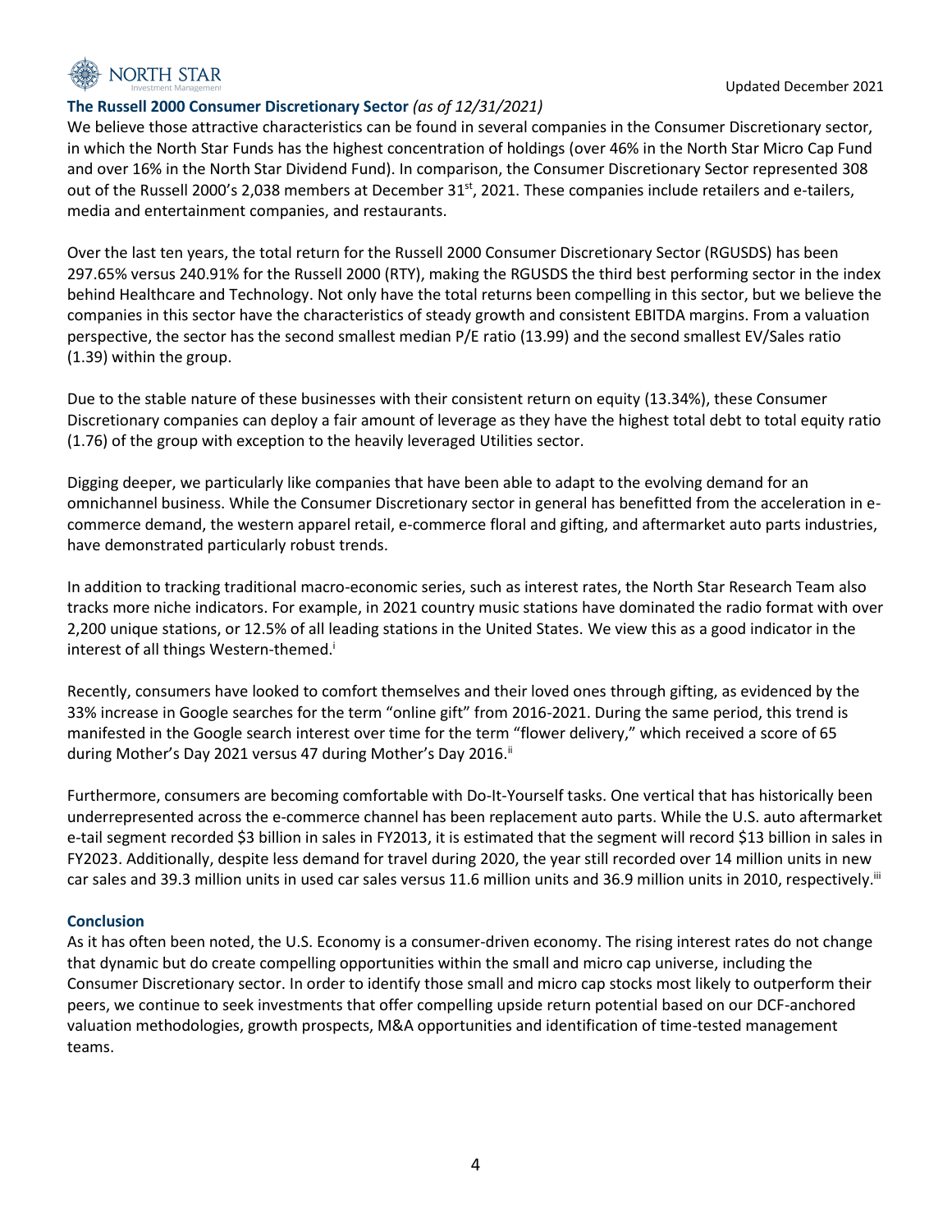### The Russell 2000 Consumer Discretionary Sector *(as of 12/31/2021)*

We believe those attractive characteristics can be found in several companies in the Consumer Discretionary sector, in which the North Star Funds has the highest concentration of holdings (over 46% in the North Star Micro Cap Fund and over 16% in the North Star Dividend Fund). In comparison, the Consumer Discretionary Sector represented 308 out of the Russell 2000's 2,038 members at December 31st, 2021. These companies include retailers and e-tailers, media and entertainment companies, and restaurants.

Over the last ten years, the total return for the Russell 2000 Consumer Discretionary Sector (RGUSDS) has been 297.65% versus 240.91% for the Russell 2000 (RTY), making the RGUSDS the third best performing sector in the index behind Healthcare and Technology. Not only have the total returns been compelling in this sector, but we believe the companies in this sector have the characteristics of steady growth and consistent EBITDA margins. From a valuation perspective, the sector has the second smallest median P/E ratio (13.99) and the second smallest EV/Sales ratio (1.39) within the group.

Due to the stable nature of these businesses with their consistent return on equity (13.34%), these Consumer Discretionary companies can deploy a fair amount of leverage as they have the highest total debt to total equity ratio (1.76) of the group with exception to the heavily leveraged Utilities sector.

Digging deeper, we particularly like companies that have been able to adapt to the evolving demand for an omnichannel business. While the Consumer Discretionary sector in general has benefitted from the acceleration in e-commerce demand, the western apparel retail, e-commerce floral and gifting, and aftermarket auto parts industries, have demonstrated particularly robust trends.

In addition to tracking traditional macro-economic series, such as interest rates, the North Star Research Team also tracks more niche indicators. For example, in 2021 country music stations have dominated the radio format with over 2,200 unique stations, or 12.5% of all leading stations in the United States. We view this as a good indicator in the interest of all things Western-themed.[i]

Recently, consumers have looked to comfort themselves and their loved ones through gifting, as evidenced by the 33% increase in Google searches for the term "online gift" from 2016-2021. During the same period, this trend is manifested in the Google search interest over time for the term "flower delivery," which received a score of 65 during Mother's Day 2021 versus 47 during Mother's Day 2016.[ii]

Furthermore, consumers are becoming comfortable with Do-It-Yourself tasks. One vertical that has historically been underrepresented across the e-commerce channel has been replacement auto parts. While the U.S. auto aftermarket e-tail segment recorded $3 billion in sales in FY2013, it is estimated that the segment will record $13 billion in sales in FY2023. Additionally, despite less demand for travel during 2020, the year still recorded over 14 million units in new car sales and 39.3 million units in used car sales versus 11.6 million units and 36.9 million units in 2010, respectively.[iii]

### Conclusion

As it has often been noted, the U.S. Economy is a consumer-driven economy. The rising interest rates do not change that dynamic but do create compelling opportunities within the small and micro cap universe, including the Consumer Discretionary sector. In order to identify those small and micro cap stocks most likely to outperform their peers, we continue to seek investments that offer compelling upside return potential based on our DCF-anchored valuation methodologies, growth prospects, M&A opportunities and identification of time-tested management teams.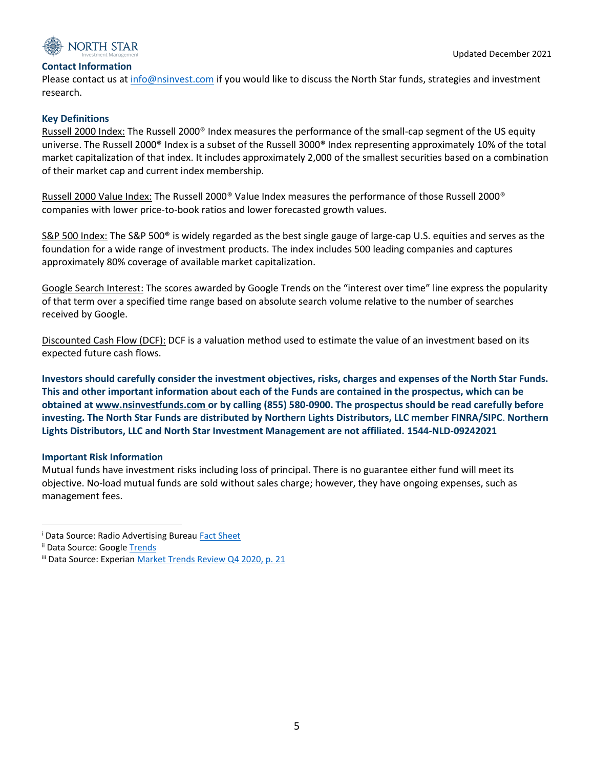Updated December 2021

### Contact Information

Please contact us at info@nsinvest.com if you would like to discuss the North Star funds, strategies and investment research.

### Key Definitions

Russell 2000 Index: The Russell 2000® Index measures the performance of the small-cap segment of the US equity universe. The Russell 2000® Index is a subset of the Russell 3000® Index representing approximately 10% of the total market capitalization of that index. It includes approximately 2,000 of the smallest securities based on a combination of their market cap and current index membership.

Russell 2000 Value Index: The Russell 2000® Value Index measures the performance of those Russell 2000® companies with lower price-to-book ratios and lower forecasted growth values.

S&P 500 Index: The S&P 500® is widely regarded as the best single gauge of large-cap U.S. equities and serves as the foundation for a wide range of investment products. The index includes 500 leading companies and captures approximately 80% coverage of available market capitalization.

Google Search Interest: The scores awarded by Google Trends on the "interest over time" line express the popularity of that term over a specified time range based on absolute search volume relative to the number of searches received by Google.

Discounted Cash Flow (DCF): DCF is a valuation method used to estimate the value of an investment based on its expected future cash flows.

**Investors should carefully consider the investment objectives, risks, charges and expenses of the North Star Funds. This and other important information about each of the Funds are contained in the prospectus, which can be obtained at www.nsinvestfunds.com or by calling (855) 580-0900. The prospectus should be read carefully before investing. The North Star Funds are distributed by Northern Lights Distributors, LLC member FINRA/SIPC. Northern Lights Distributors, LLC and North Star Investment Management are not affiliated. 1544-NLD-09242021**

### Important Risk Information

Mutual funds have investment risks including loss of principal. There is no guarantee either fund will meet its objective. No-load mutual funds are sold without sales charge; however, they have ongoing expenses, such as management fees.

---

[i] Data Source: Radio Advertising Bureau Fact Sheet

[ii] Data Source: Google Trends

[iii] Data Source: Experian Market Trends Review Q4 2020, p. 21